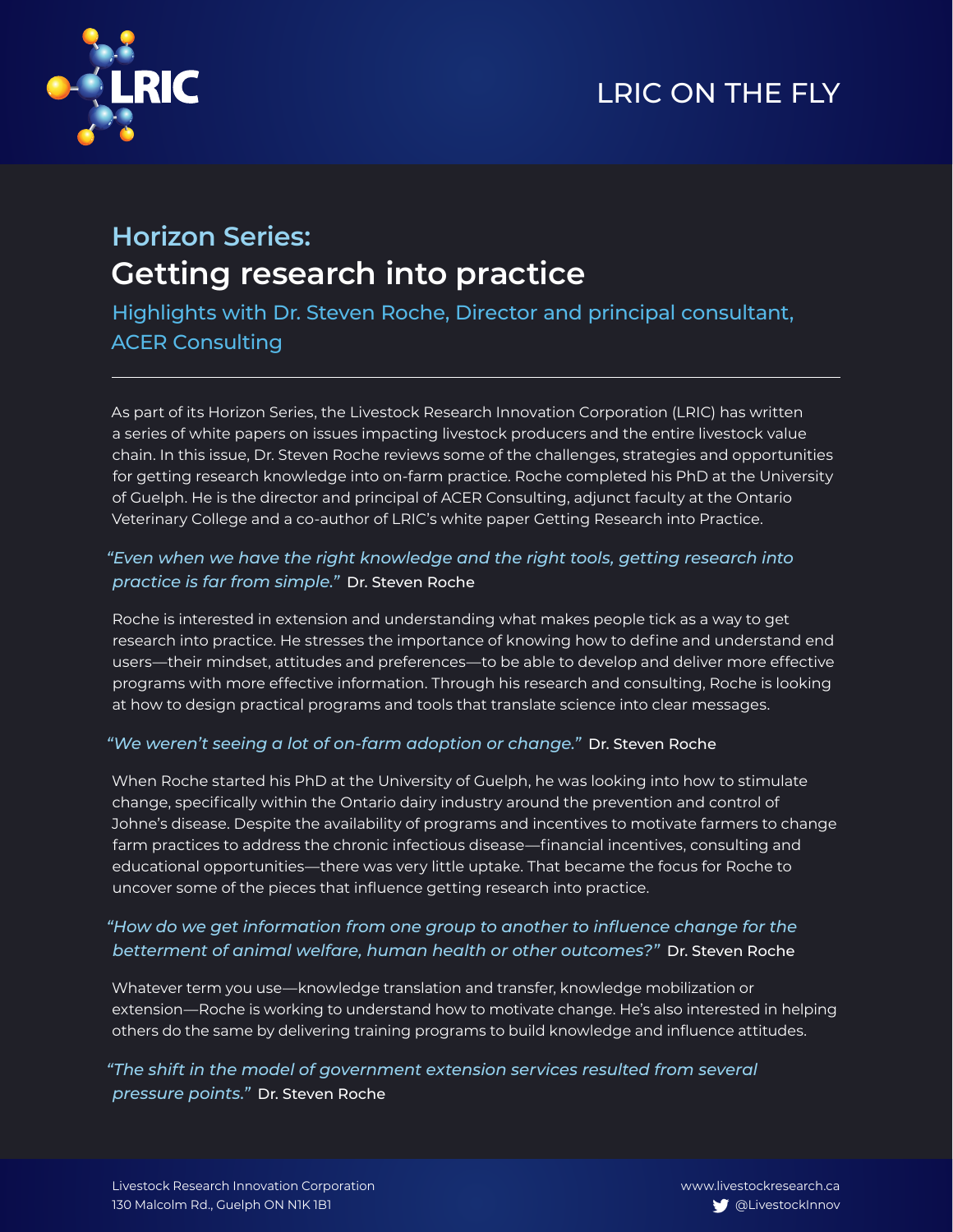LRIC ON THE FLY

## Horizon Series:

# Getting research into practice

### Highlights with Dr. Steven Roche, Director and principal consultant, ACER Consulting

---

As part of its Horizon Series, the Livestock Research Innovation Corporation (LRIC) has written a series of white papers on issues impacting livestock producers and the entire livestock value chain. In this issue, Dr. Steven Roche reviews some of the challenges, strategies and opportunities for getting research knowledge into on-farm practice. Roche completed his PhD at the University of Guelph. He is the director and principal of ACER Consulting, adjunct faculty at the Ontario Veterinary College and a co-author of LRIC's white paper Getting Research into Practice.

*"Even when we have the right knowledge and the right tools, getting research into practice is far from simple."* Dr. Steven Roche

Roche is interested in extension and understanding what makes people tick as a way to get research into practice. He stresses the importance of knowing how to define and understand end users—their mindset, attitudes and preferences—to be able to develop and deliver more effective programs with more effective information. Through his research and consulting, Roche is looking at how to design practical programs and tools that translate science into clear messages.

*"We weren't seeing a lot of on-farm adoption or change."* Dr. Steven Roche

When Roche started his PhD at the University of Guelph, he was looking into how to stimulate change, specifically within the Ontario dairy industry around the prevention and control of Johne's disease. Despite the availability of programs and incentives to motivate farmers to change farm practices to address the chronic infectious disease—financial incentives, consulting and educational opportunities—there was very little uptake. That became the focus for Roche to uncover some of the pieces that influence getting research into practice.

*"How do we get information from one group to another to influence change for the betterment of animal welfare, human health or other outcomes?"* Dr. Steven Roche

Whatever term you use—knowledge translation and transfer, knowledge mobilization or extension—Roche is working to understand how to motivate change. He's also interested in helping others do the same by delivering training programs to build knowledge and influence attitudes.

*"The shift in the model of government extension services resulted from several pressure points."* Dr. Steven Roche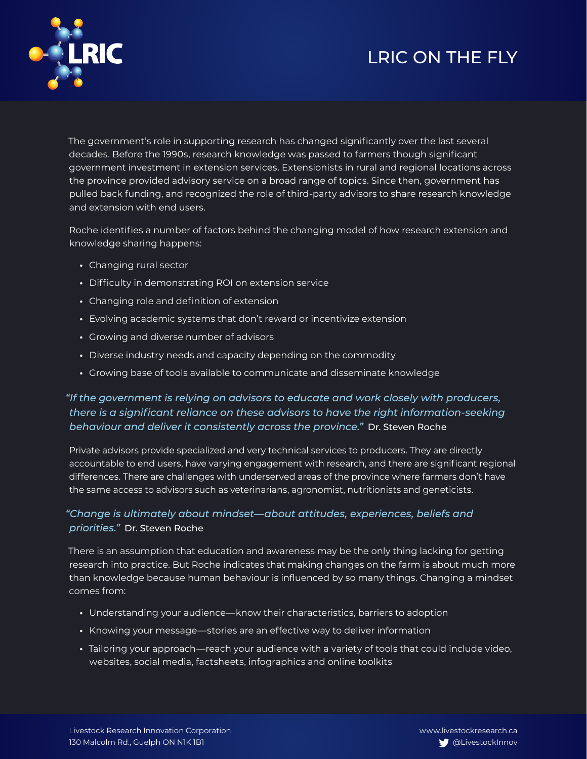The government's role in supporting research has changed significantly over the last several decades. Before the 1990s, research knowledge was passed to farmers though significant government investment in extension services. Extensionists in rural and regional locations across the province provided advisory service on a broad range of topics. Since then, government has pulled back funding, and recognized the role of third-party advisors to share research knowledge and extension with end users.

Roche identifies a number of factors behind the changing model of how research extension and knowledge sharing happens:

- Changing rural sector
- Difficulty in demonstrating ROI on extension service
- Changing role and definition of extension
- Evolving academic systems that don't reward or incentivize extension
- Growing and diverse number of advisors
- Diverse industry needs and capacity depending on the commodity
- Growing base of tools available to communicate and disseminate knowledge

*"If the government is relying on advisors to educate and work closely with producers, there is a significant reliance on these advisors to have the right information-seeking behaviour and deliver it consistently across the province."* Dr. Steven Roche

Private advisors provide specialized and very technical services to producers. They are directly accountable to end users, have varying engagement with research, and there are significant regional differences. There are challenges with underserved areas of the province where farmers don't have the same access to advisors such as veterinarians, agronomist, nutritionists and geneticists.

*"Change is ultimately about mindset—about attitudes, experiences, beliefs and priorities."* Dr. Steven Roche

There is an assumption that education and awareness may be the only thing lacking for getting research into practice. But Roche indicates that making changes on the farm is about much more than knowledge because human behaviour is influenced by so many things. Changing a mindset comes from:

- Understanding your audience—know their characteristics, barriers to adoption
- Knowing your message—stories are an effective way to deliver information
- Tailoring your approach—reach your audience with a variety of tools that could include video, websites, social media, factsheets, infographics and online toolkits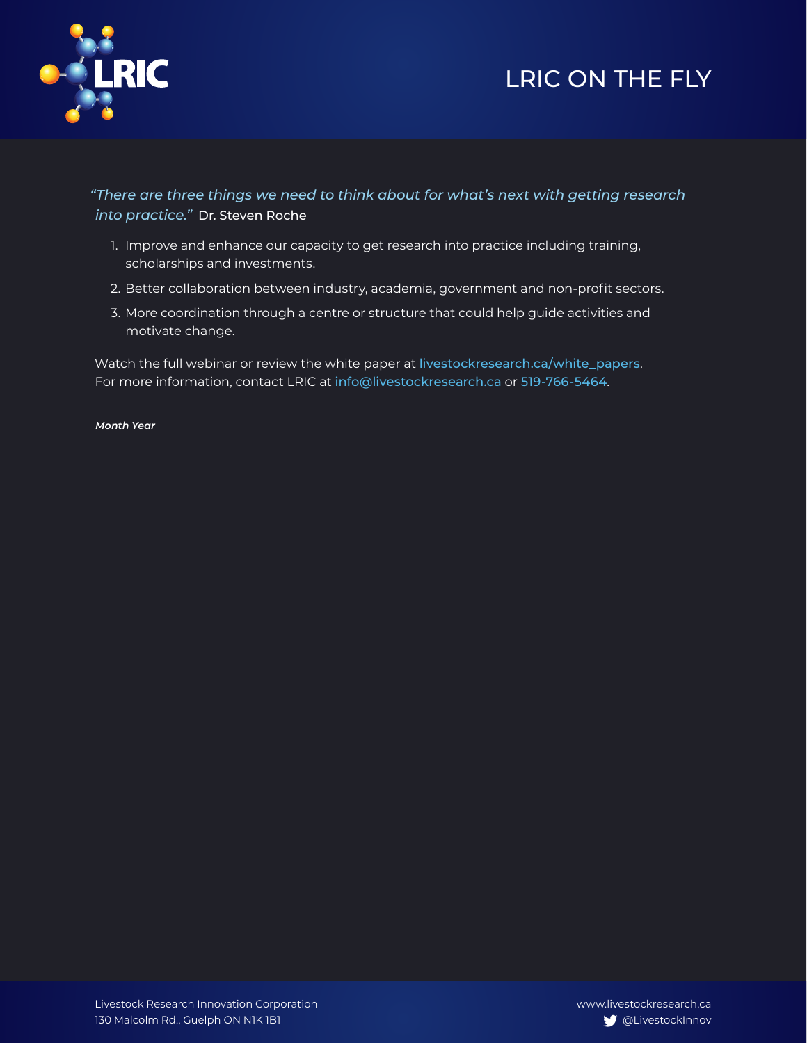*"There are three things we need to think about for what's next with getting research into practice."* Dr. Steven Roche

1. Improve and enhance our capacity to get research into practice including training, scholarships and investments.
2. Better collaboration between industry, academia, government and non-profit sectors.
3. More coordination through a centre or structure that could help guide activities and motivate change.

Watch the full webinar or review the white paper at livestockresearch.ca/white_papers.
For more information, contact LRIC at info@livestockresearch.ca or 519-766-5464.

***Month Year***